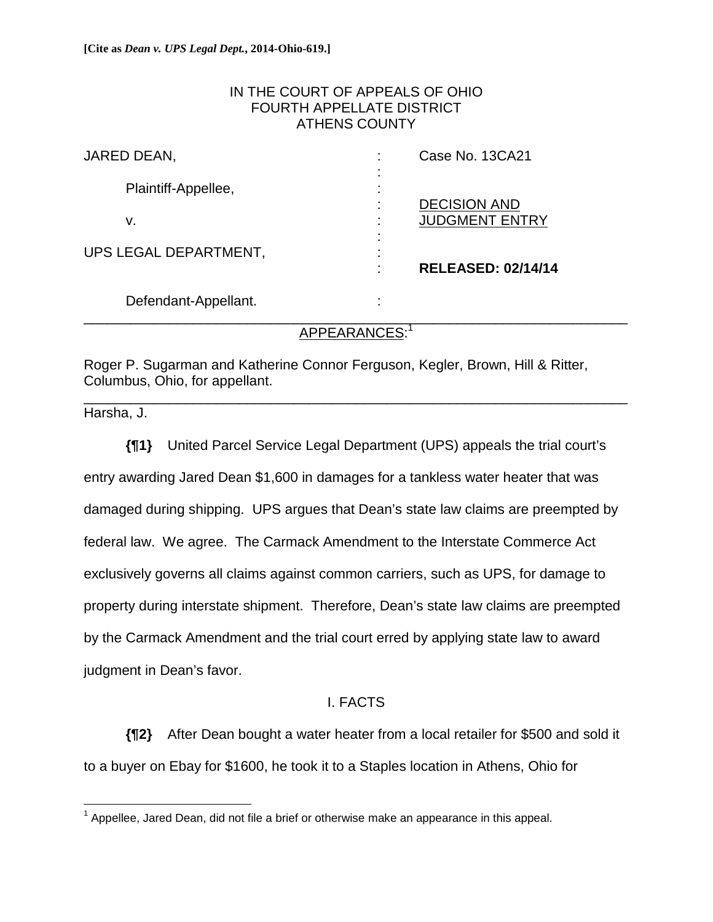**[Cite as *Dean v. UPS Legal Dept.*, 2014-Ohio-619.]**

IN THE COURT OF APPEALS OF OHIO
FOURTH APPELLATE DISTRICT
ATHENS COUNTY

| | | |
|---|---|---|
| JARED DEAN, | : | Case No. 13CA21 |
| Plaintiff-Appellee, | : | |
| v. | : | DECISION AND JUDGMENT ENTRY |
| UPS LEGAL DEPARTMENT, | : | **RELEASED: 02/14/14** |
| Defendant-Appellant. | : | |

APPEARANCES:[1]

Roger P. Sugarman and Katherine Connor Ferguson, Kegler, Brown, Hill & Ritter, Columbus, Ohio, for appellant.

Harsha, J.

**{¶1}** United Parcel Service Legal Department (UPS) appeals the trial court's entry awarding Jared Dean $1,600 in damages for a tankless water heater that was damaged during shipping. UPS argues that Dean's state law claims are preempted by federal law. We agree. The Carmack Amendment to the Interstate Commerce Act exclusively governs all claims against common carriers, such as UPS, for damage to property during interstate shipment. Therefore, Dean's state law claims are preempted by the Carmack Amendment and the trial court erred by applying state law to award judgment in Dean's favor.

## I. FACTS

**{¶2}** After Dean bought a water heater from a local retailer for $500 and sold it to a buyer on Ebay for $1600, he took it to a Staples location in Athens, Ohio for

[1] Appellee, Jared Dean, did not file a brief or otherwise make an appearance in this appeal.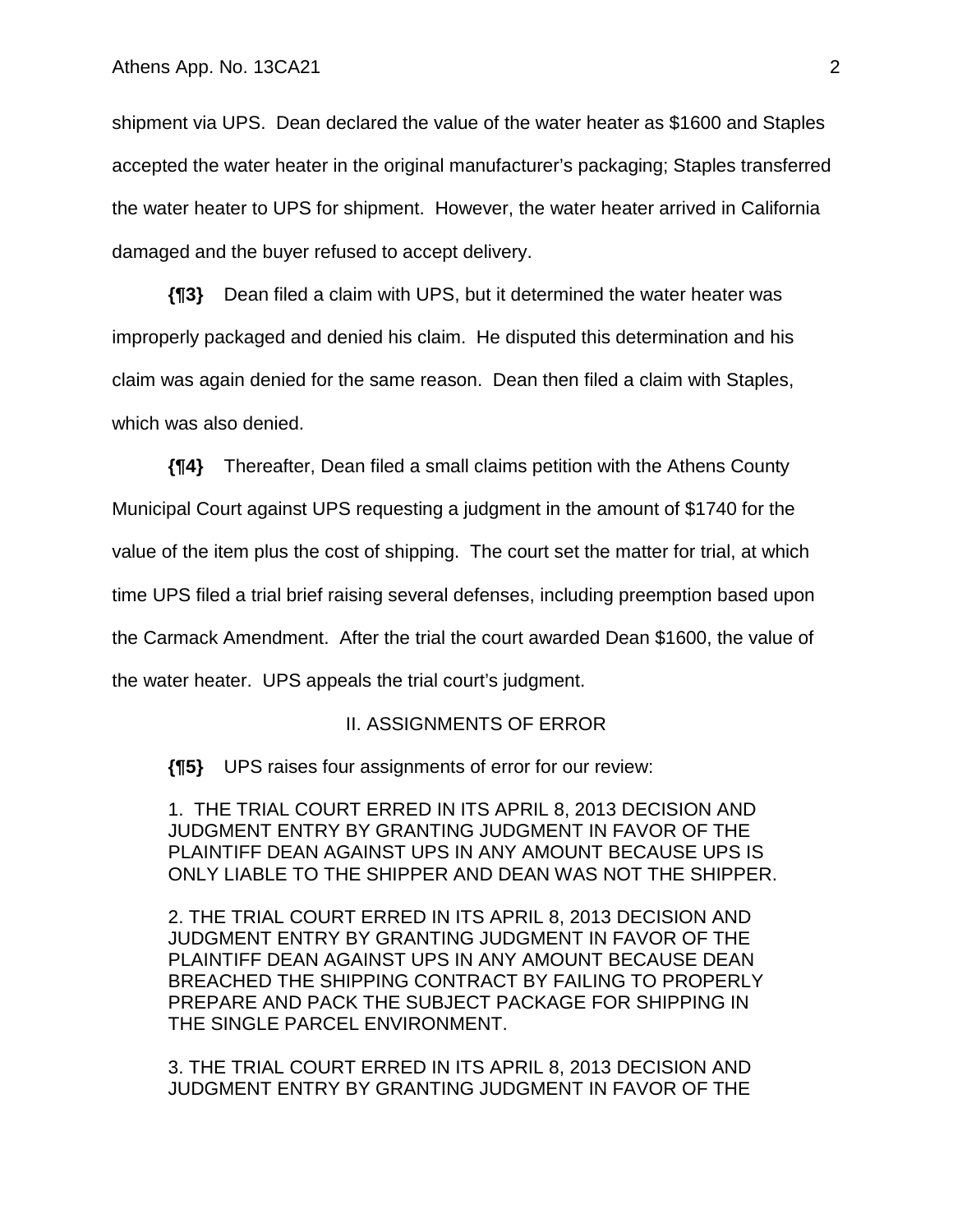shipment via UPS. Dean declared the value of the water heater as $1600 and Staples accepted the water heater in the original manufacturer's packaging; Staples transferred the water heater to UPS for shipment. However, the water heater arrived in California damaged and the buyer refused to accept delivery.

**{¶3}** Dean filed a claim with UPS, but it determined the water heater was improperly packaged and denied his claim. He disputed this determination and his claim was again denied for the same reason. Dean then filed a claim with Staples, which was also denied.

**{¶4}** Thereafter, Dean filed a small claims petition with the Athens County Municipal Court against UPS requesting a judgment in the amount of $1740 for the value of the item plus the cost of shipping. The court set the matter for trial, at which time UPS filed a trial brief raising several defenses, including preemption based upon the Carmack Amendment. After the trial the court awarded Dean $1600, the value of the water heater. UPS appeals the trial court's judgment.

## II. ASSIGNMENTS OF ERROR

**{¶5}** UPS raises four assignments of error for our review:

> 1. THE TRIAL COURT ERRED IN ITS APRIL 8, 2013 DECISION AND JUDGMENT ENTRY BY GRANTING JUDGMENT IN FAVOR OF THE PLAINTIFF DEAN AGAINST UPS IN ANY AMOUNT BECAUSE UPS IS ONLY LIABLE TO THE SHIPPER AND DEAN WAS NOT THE SHIPPER.
>
> 2. THE TRIAL COURT ERRED IN ITS APRIL 8, 2013 DECISION AND JUDGMENT ENTRY BY GRANTING JUDGMENT IN FAVOR OF THE PLAINTIFF DEAN AGAINST UPS IN ANY AMOUNT BECAUSE DEAN BREACHED THE SHIPPING CONTRACT BY FAILING TO PROPERLY PREPARE AND PACK THE SUBJECT PACKAGE FOR SHIPPING IN THE SINGLE PARCEL ENVIRONMENT.
>
> 3. THE TRIAL COURT ERRED IN ITS APRIL 8, 2013 DECISION AND JUDGMENT ENTRY BY GRANTING JUDGMENT IN FAVOR OF THE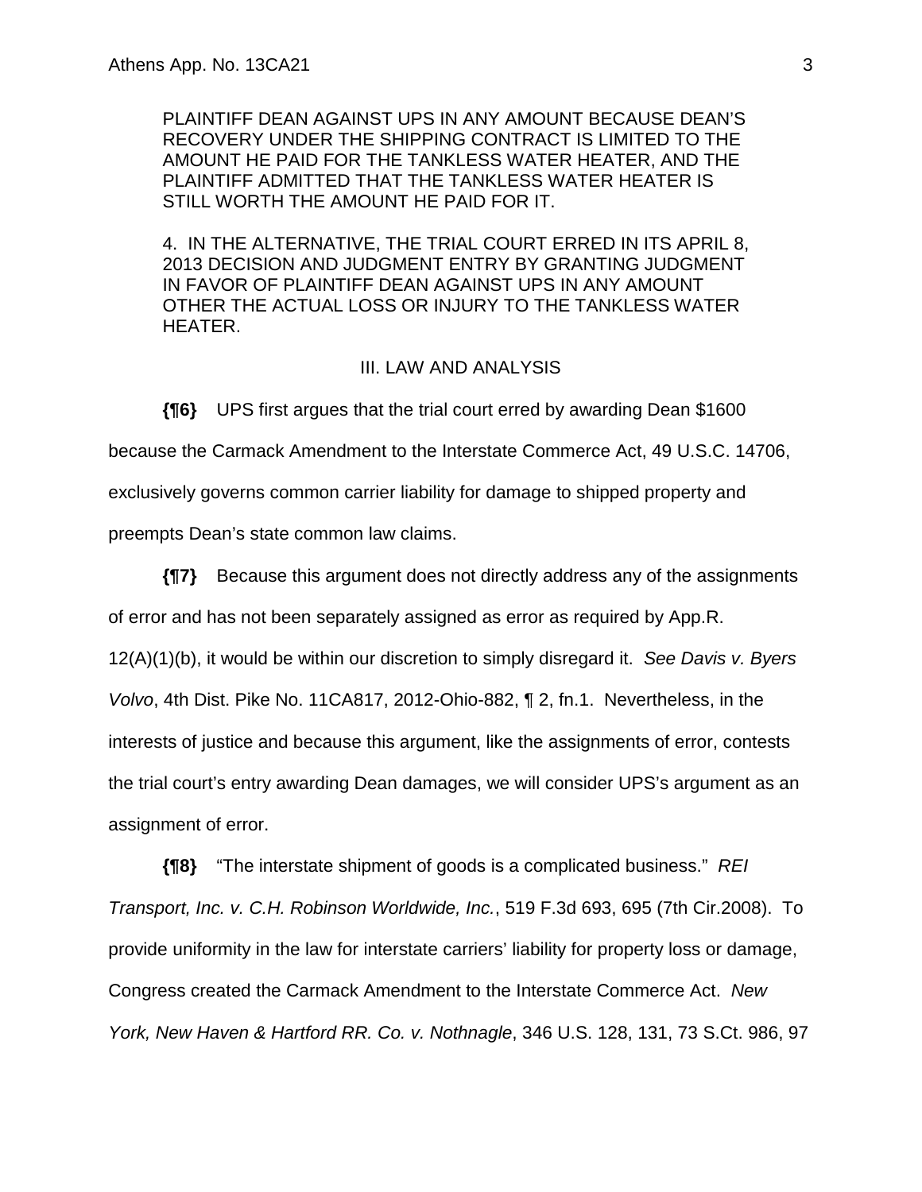PLAINTIFF DEAN AGAINST UPS IN ANY AMOUNT BECAUSE DEAN'S RECOVERY UNDER THE SHIPPING CONTRACT IS LIMITED TO THE AMOUNT HE PAID FOR THE TANKLESS WATER HEATER, AND THE PLAINTIFF ADMITTED THAT THE TANKLESS WATER HEATER IS STILL WORTH THE AMOUNT HE PAID FOR IT.

4. IN THE ALTERNATIVE, THE TRIAL COURT ERRED IN ITS APRIL 8, 2013 DECISION AND JUDGMENT ENTRY BY GRANTING JUDGMENT IN FAVOR OF PLAINTIFF DEAN AGAINST UPS IN ANY AMOUNT OTHER THE ACTUAL LOSS OR INJURY TO THE TANKLESS WATER HEATER.

## III. LAW AND ANALYSIS

**{¶6}** UPS first argues that the trial court erred by awarding Dean $1600 because the Carmack Amendment to the Interstate Commerce Act, 49 U.S.C. 14706, exclusively governs common carrier liability for damage to shipped property and preempts Dean's state common law claims.

**{¶7}** Because this argument does not directly address any of the assignments of error and has not been separately assigned as error as required by App.R. 12(A)(1)(b), it would be within our discretion to simply disregard it. *See Davis v. Byers Volvo*, 4th Dist. Pike No. 11CA817, 2012-Ohio-882, ¶ 2, fn.1. Nevertheless, in the interests of justice and because this argument, like the assignments of error, contests the trial court's entry awarding Dean damages, we will consider UPS's argument as an assignment of error.

**{¶8}** "The interstate shipment of goods is a complicated business." *REI Transport, Inc. v. C.H. Robinson Worldwide, Inc.*, 519 F.3d 693, 695 (7th Cir.2008). To provide uniformity in the law for interstate carriers' liability for property loss or damage, Congress created the Carmack Amendment to the Interstate Commerce Act. *New York, New Haven & Hartford RR. Co. v. Nothnagle*, 346 U.S. 128, 131, 73 S.Ct. 986, 97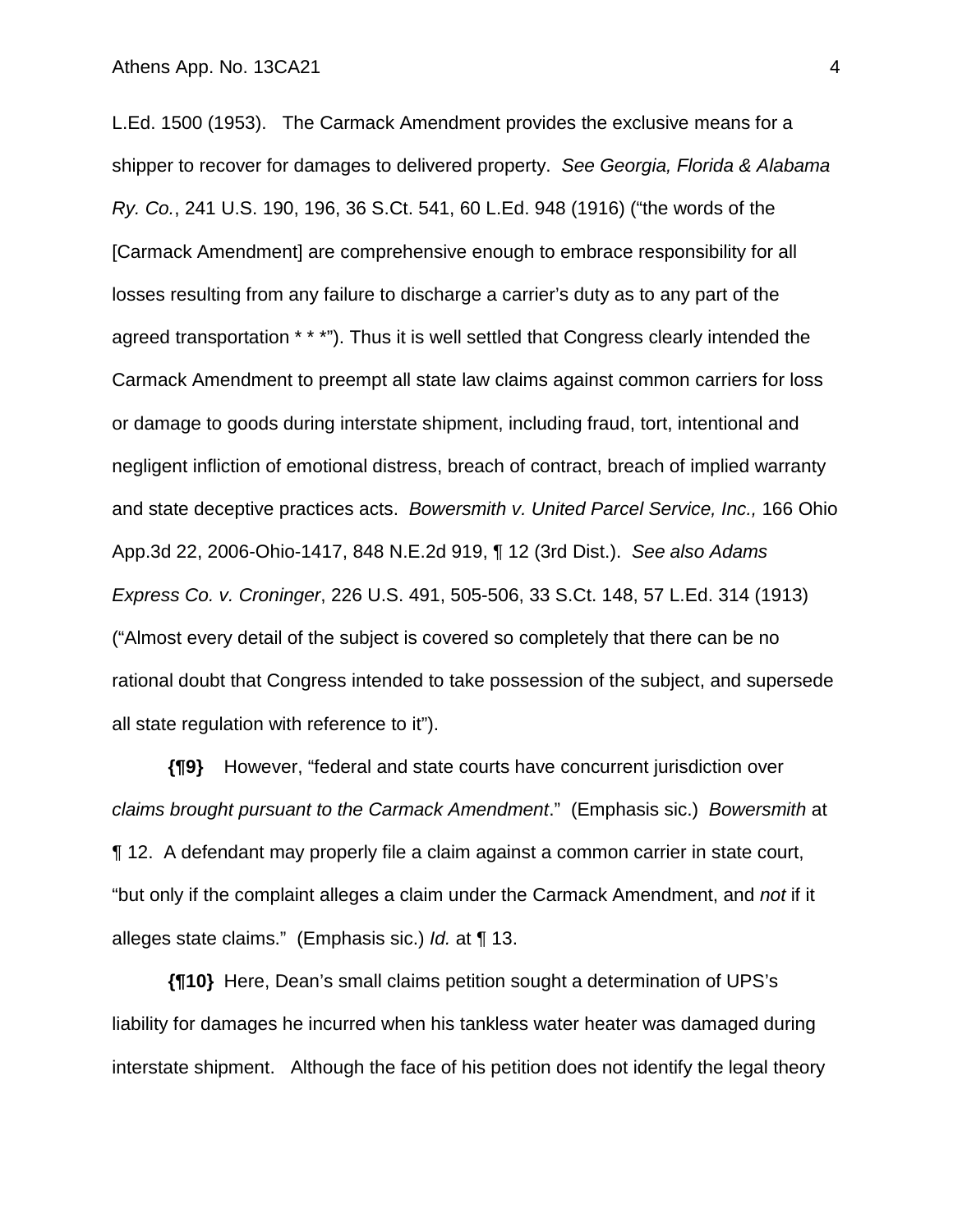L.Ed. 1500 (1953). The Carmack Amendment provides the exclusive means for a shipper to recover for damages to delivered property. *See Georgia, Florida & Alabama Ry. Co.*, 241 U.S. 190, 196, 36 S.Ct. 541, 60 L.Ed. 948 (1916) ("the words of the [Carmack Amendment] are comprehensive enough to embrace responsibility for all losses resulting from any failure to discharge a carrier's duty as to any part of the agreed transportation * * *"). Thus it is well settled that Congress clearly intended the Carmack Amendment to preempt all state law claims against common carriers for loss or damage to goods during interstate shipment, including fraud, tort, intentional and negligent infliction of emotional distress, breach of contract, breach of implied warranty and state deceptive practices acts. *Bowersmith v. United Parcel Service, Inc.,* 166 Ohio App.3d 22, 2006-Ohio-1417, 848 N.E.2d 919, ¶ 12 (3rd Dist.). *See also Adams Express Co. v. Croninger*, 226 U.S. 491, 505-506, 33 S.Ct. 148, 57 L.Ed. 314 (1913) ("Almost every detail of the subject is covered so completely that there can be no rational doubt that Congress intended to take possession of the subject, and supersede all state regulation with reference to it").

**{¶9}** However, "federal and state courts have concurrent jurisdiction over *claims brought pursuant to the Carmack Amendment*." (Emphasis sic.) *Bowersmith* at ¶ 12. A defendant may properly file a claim against a common carrier in state court, "but only if the complaint alleges a claim under the Carmack Amendment, and *not* if it alleges state claims." (Emphasis sic.) *Id.* at ¶ 13.

**{¶10}** Here, Dean's small claims petition sought a determination of UPS's liability for damages he incurred when his tankless water heater was damaged during interstate shipment. Although the face of his petition does not identify the legal theory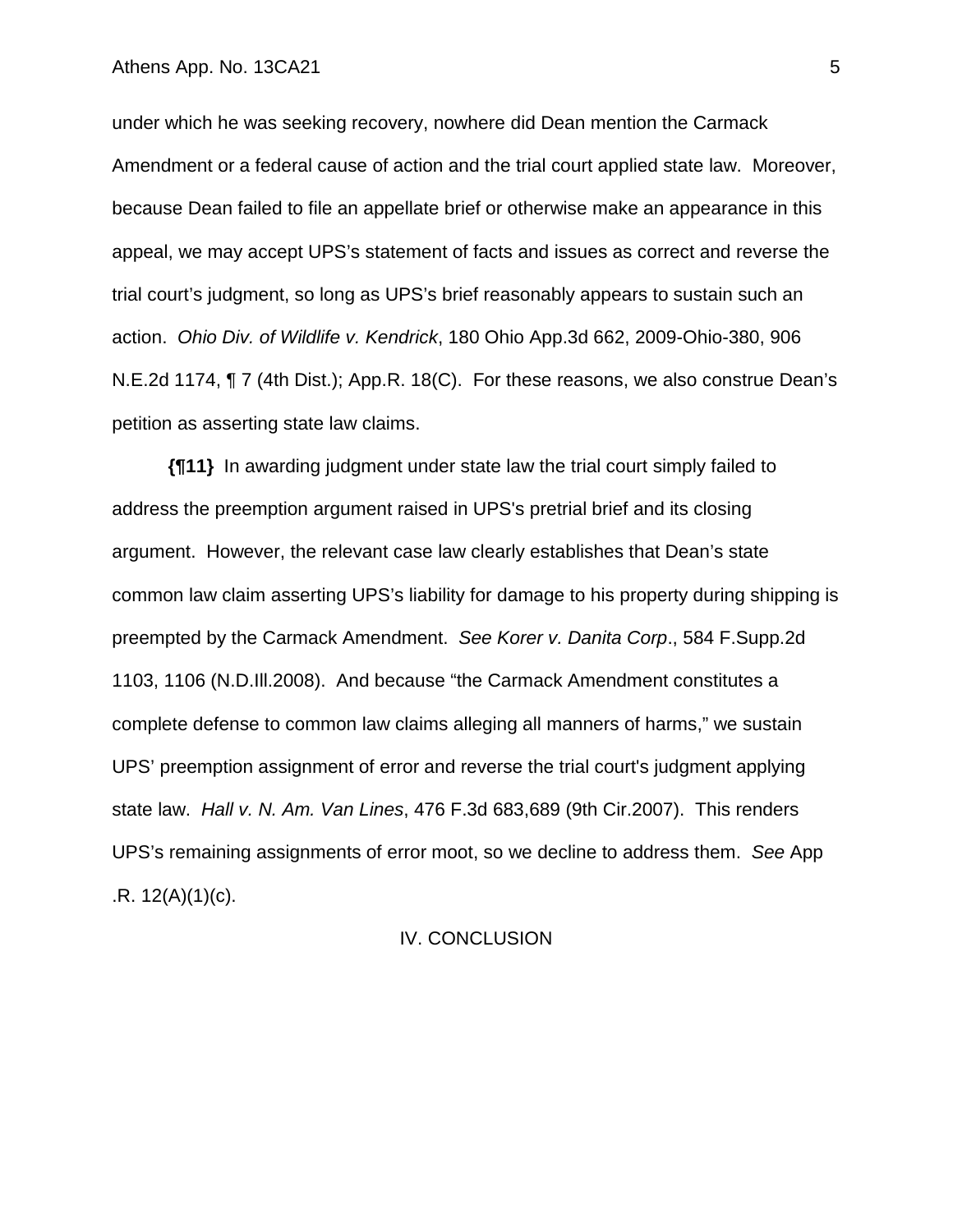under which he was seeking recovery, nowhere did Dean mention the Carmack Amendment or a federal cause of action and the trial court applied state law. Moreover, because Dean failed to file an appellate brief or otherwise make an appearance in this appeal, we may accept UPS's statement of facts and issues as correct and reverse the trial court's judgment, so long as UPS's brief reasonably appears to sustain such an action. *Ohio Div. of Wildlife v. Kendrick*, 180 Ohio App.3d 662, 2009-Ohio-380, 906 N.E.2d 1174, ¶ 7 (4th Dist.); App.R. 18(C). For these reasons, we also construe Dean's petition as asserting state law claims.

**{¶11}** In awarding judgment under state law the trial court simply failed to address the preemption argument raised in UPS's pretrial brief and its closing argument. However, the relevant case law clearly establishes that Dean's state common law claim asserting UPS's liability for damage to his property during shipping is preempted by the Carmack Amendment. *See Korer v. Danita Corp*., 584 F.Supp.2d 1103, 1106 (N.D.Ill.2008). And because "the Carmack Amendment constitutes a complete defense to common law claims alleging all manners of harms," we sustain UPS' preemption assignment of error and reverse the trial court's judgment applying state law. *Hall v. N. Am. Van Lines*, 476 F.3d 683,689 (9th Cir.2007). This renders UPS's remaining assignments of error moot, so we decline to address them. *See* App .R. 12(A)(1)(c).

IV. CONCLUSION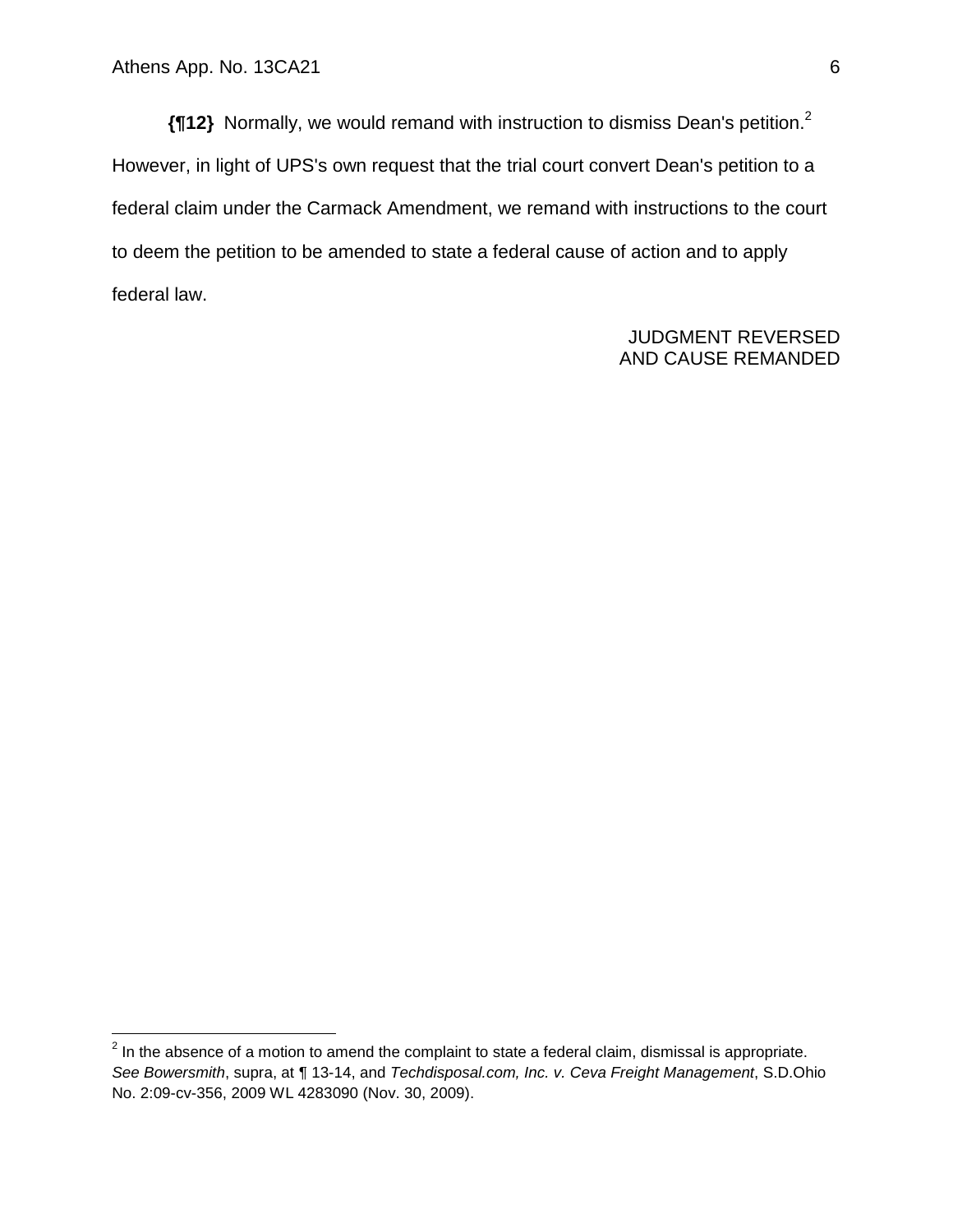**{¶12}** Normally, we would remand with instruction to dismiss Dean's petition.[2] However, in light of UPS's own request that the trial court convert Dean's petition to a federal claim under the Carmack Amendment, we remand with instructions to the court to deem the petition to be amended to state a federal cause of action and to apply federal law.

JUDGMENT REVERSED
AND CAUSE REMANDED

---

[2] In the absence of a motion to amend the complaint to state a federal claim, dismissal is appropriate. *See Bowersmith*, supra, at ¶ 13-14, and *Techdisposal.com, Inc. v. Ceva Freight Management*, S.D.Ohio No. 2:09-cv-356, 2009 WL 4283090 (Nov. 30, 2009).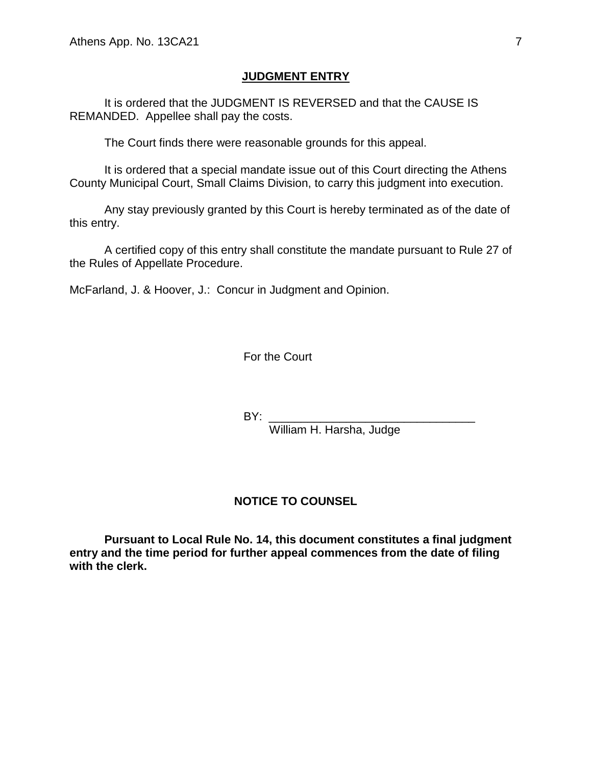## JUDGMENT ENTRY

It is ordered that the JUDGMENT IS REVERSED and that the CAUSE IS REMANDED. Appellee shall pay the costs.

The Court finds there were reasonable grounds for this appeal.

It is ordered that a special mandate issue out of this Court directing the Athens County Municipal Court, Small Claims Division, to carry this judgment into execution.

Any stay previously granted by this Court is hereby terminated as of the date of this entry.

A certified copy of this entry shall constitute the mandate pursuant to Rule 27 of the Rules of Appellate Procedure.

McFarland, J. & Hoover, J.: Concur in Judgment and Opinion.

For the Court

BY: ________________________________
William H. Harsha, Judge

**NOTICE TO COUNSEL**

**Pursuant to Local Rule No. 14, this document constitutes a final judgment entry and the time period for further appeal commences from the date of filing with the clerk.**